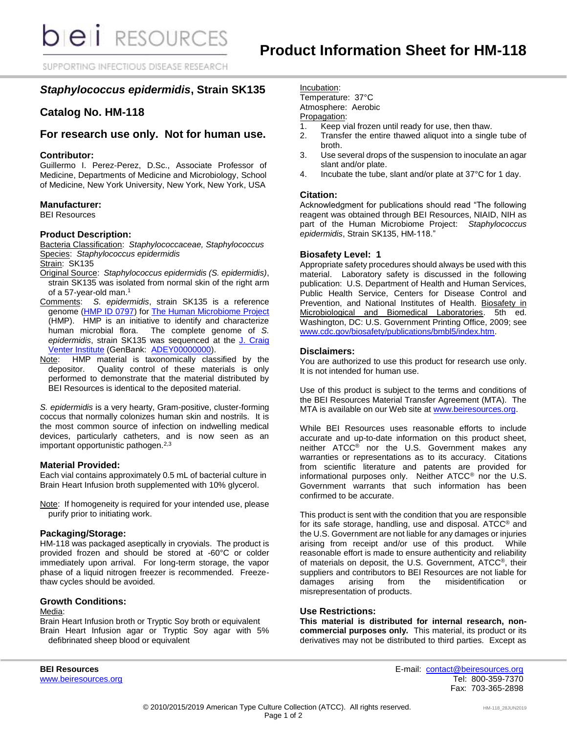# Product Information Sheet for HM-118

## *Staphylococcus epidermidis*, Strain SK135

## Catalog No. HM-118

## For research use only. Not for human use.

### Contributor:

Guillermo I. Perez-Perez, D.Sc., Associate Professor of Medicine, Departments of Medicine and Microbiology, School of Medicine, New York University, New York, New York, USA

### Manufacturer:

BEI Resources

### Product Description:

Bacteria Classification: *Staphylococcaceae, Staphylococcus*
Species: *Staphylococcus epidermidis*
Strain: SK135
Original Source: *Staphylococcus epidermidis (S. epidermidis)*, strain SK135 was isolated from normal skin of the right arm of a 57-year-old man.[1]
Comments: *S. epidermidis*, strain SK135 is a reference genome (HMP ID 0797) for The Human Microbiome Project (HMP). HMP is an initiative to identify and characterize human microbial flora. The complete genome of *S. epidermidis*, strain SK135 was sequenced at the J. Craig Venter Institute (GenBank: ADEY00000000).
Note: HMP material is taxonomically classified by the depositor. Quality control of these materials is only performed to demonstrate that the material distributed by BEI Resources is identical to the deposited material.

*S. epidermidis* is a very hearty, Gram-positive, cluster-forming coccus that normally colonizes human skin and nostrils. It is the most common source of infection on indwelling medical devices, particularly catheters, and is now seen as an important opportunistic pathogen.[2,3]

### Material Provided:

Each vial contains approximately 0.5 mL of bacterial culture in Brain Heart Infusion broth supplemented with 10% glycerol.

Note: If homogeneity is required for your intended use, please purify prior to initiating work.

### Packaging/Storage:

HM-118 was packaged aseptically in cryovials. The product is provided frozen and should be stored at -60°C or colder immediately upon arrival. For long-term storage, the vapor phase of a liquid nitrogen freezer is recommended. Freeze-thaw cycles should be avoided.

### Growth Conditions:

Media:
Brain Heart Infusion broth or Tryptic Soy broth or equivalent
Brain Heart Infusion agar or Tryptic Soy agar with 5% defibrinated sheep blood or equivalent

Incubation:
Temperature: 37°C
Atmosphere: Aerobic

Propagation:
1. Keep vial frozen until ready for use, then thaw.
2. Transfer the entire thawed aliquot into a single tube of broth.
3. Use several drops of the suspension to inoculate an agar slant and/or plate.
4. Incubate the tube, slant and/or plate at 37°C for 1 day.

### Citation:

Acknowledgment for publications should read "The following reagent was obtained through BEI Resources, NIAID, NIH as part of the Human Microbiome Project: *Staphylococcus epidermidis*, Strain SK135, HM-118."

### Biosafety Level: 1

Appropriate safety procedures should always be used with this material. Laboratory safety is discussed in the following publication: U.S. Department of Health and Human Services, Public Health Service, Centers for Disease Control and Prevention, and National Institutes of Health. Biosafety in Microbiological and Biomedical Laboratories. 5th ed. Washington, DC: U.S. Government Printing Office, 2009; see www.cdc.gov/biosafety/publications/bmbl5/index.htm.

### Disclaimers:

You are authorized to use this product for research use only. It is not intended for human use.

Use of this product is subject to the terms and conditions of the BEI Resources Material Transfer Agreement (MTA). The MTA is available on our Web site at www.beiresources.org.

While BEI Resources uses reasonable efforts to include accurate and up-to-date information on this product sheet, neither ATCC® nor the U.S. Government makes any warranties or representations as to its accuracy. Citations from scientific literature and patents are provided for informational purposes only. Neither ATCC® nor the U.S. Government warrants that such information has been confirmed to be accurate.

This product is sent with the condition that you are responsible for its safe storage, handling, use and disposal. ATCC® and the U.S. Government are not liable for any damages or injuries arising from receipt and/or use of this product. While reasonable effort is made to ensure authenticity and reliability of materials on deposit, the U.S. Government, ATCC®, their suppliers and contributors to BEI Resources are not liable for damages arising from the misidentification or misrepresentation of products.

### Use Restrictions:

**This material is distributed for internal research, non-commercial purposes only.** This material, its product or its derivatives may not be distributed to third parties. Except as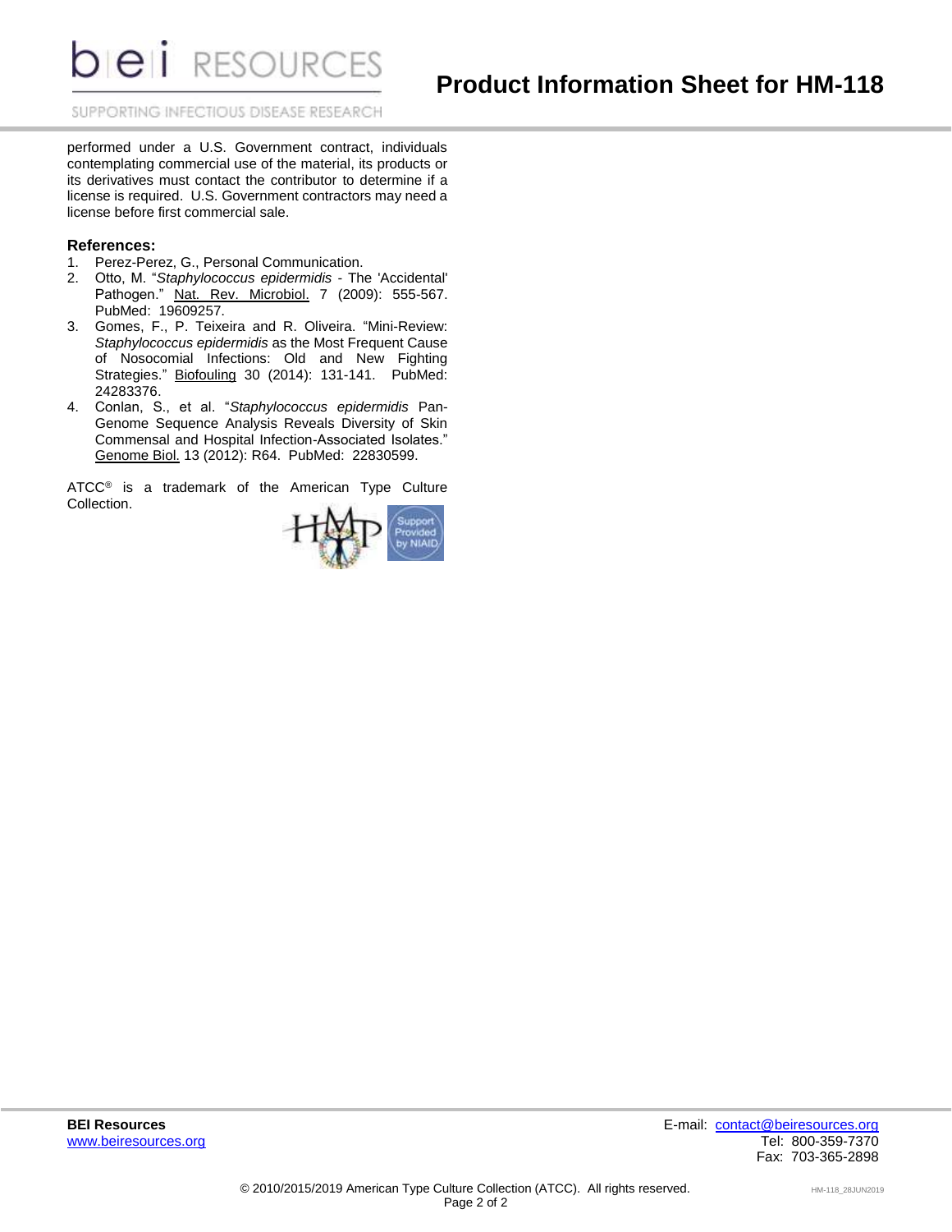performed under a U.S. Government contract, individuals contemplating commercial use of the material, its products or its derivatives must contact the contributor to determine if a license is required. U.S. Government contractors may need a license before first commercial sale.

**References:**

1. Perez-Perez, G., Personal Communication.
2. Otto, M. "*Staphylococcus epidermidis* - The 'Accidental' Pathogen." Nat. Rev. Microbiol. 7 (2009): 555-567. PubMed: 19609257.
3. Gomes, F., P. Teixeira and R. Oliveira. "Mini-Review: *Staphylococcus epidermidis* as the Most Frequent Cause of Nosocomial Infections: Old and New Fighting Strategies." Biofouling 30 (2014): 131-141. PubMed: 24283376.
4. Conlan, S., et al. "*Staphylococcus epidermidis* Pan-Genome Sequence Analysis Reveals Diversity of Skin Commensal and Hospital Infection-Associated Isolates." Genome Biol. 13 (2012): R64. PubMed: 22830599.

ATCC® is a trademark of the American Type Culture Collection.

**BEI Resources**
www.beiresources.org

E-mail: contact@beiresources.org
Tel: 800-359-7370
Fax: 703-365-2898

© 2010/2015/2019 American Type Culture Collection (ATCC). All rights reserved.

HM-118_28JUN2019